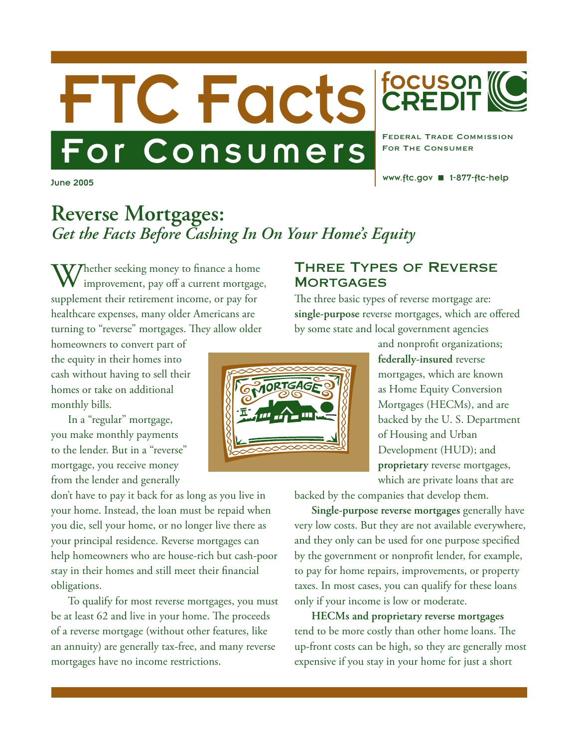# FTC Facts For Consumers

**focus on CREDIT**

Federal Trade Commission
For The Consumer

June 2005

www.ftc.gov ■ 1-877-ftc-help

# Reverse Mortgages:
## *Get the Facts Before Cashing In On Your Home's Equity*

Whether seeking money to finance a home improvement, pay off a current mortgage, supplement their retirement income, or pay for healthcare expenses, many older Americans are turning to "reverse" mortgages. They allow older homeowners to convert part of the equity in their homes into cash without having to sell their homes or take on additional monthly bills.

In a "regular" mortgage, you make monthly payments to the lender. But in a "reverse" mortgage, you receive money from the lender and generally don't have to pay it back for as long as you live in your home. Instead, the loan must be repaid when you die, sell your home, or no longer live there as your principal residence. Reverse mortgages can help homeowners who are house-rich but cash-poor stay in their homes and still meet their financial obligations.

To qualify for most reverse mortgages, you must be at least 62 and live in your home. The proceeds of a reverse mortgage (without other features, like an annuity) are generally tax-free, and many reverse mortgages have no income restrictions.

## Three Types of Reverse Mortgages

The three basic types of reverse mortgage are: **single-purpose** reverse mortgages, which are offered by some state and local government agencies and nonprofit organizations; **federally-insured** reverse mortgages, which are known as Home Equity Conversion Mortgages (HECMs), and are backed by the U. S. Department of Housing and Urban Development (HUD); and **proprietary** reverse mortgages, which are private loans that are backed by the companies that develop them.

**Single-purpose reverse mortgages** generally have very low costs. But they are not available everywhere, and they only can be used for one purpose specified by the government or nonprofit lender, for example, to pay for home repairs, improvements, or property taxes. In most cases, you can qualify for these loans only if your income is low or moderate.

**HECMs and proprietary reverse mortgages** tend to be more costly than other home loans. The up-front costs can be high, so they are generally most expensive if you stay in your home for just a short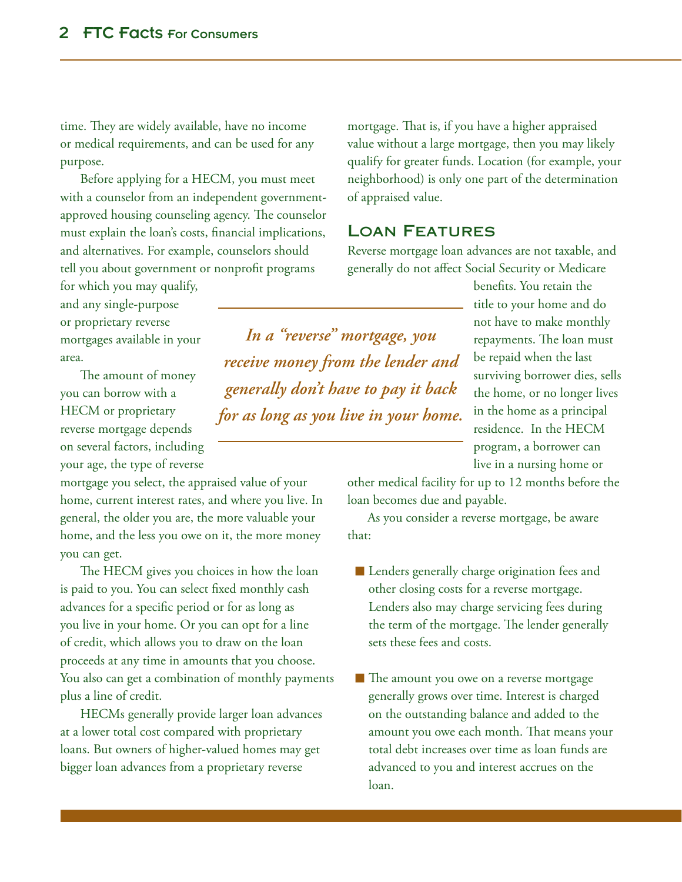time. They are widely available, have no income or medical requirements, and can be used for any purpose.

Before applying for a HECM, you must meet with a counselor from an independent government-approved housing counseling agency. The counselor must explain the loan's costs, financial implications, and alternatives. For example, counselors should tell you about government or nonprofit programs for which you may qualify, and any single-purpose or proprietary reverse mortgages available in your area.

The amount of money you can borrow with a HECM or proprietary reverse mortgage depends on several factors, including your age, the type of reverse mortgage you select, the appraised value of your home, current interest rates, and where you live. In general, the older you are, the more valuable your home, and the less you owe on it, the more money you can get.

The HECM gives you choices in how the loan is paid to you. You can select fixed monthly cash advances for a specific period or for as long as you live in your home. Or you can opt for a line of credit, which allows you to draw on the loan proceeds at any time in amounts that you choose. You also can get a combination of monthly payments plus a line of credit.

HECMs generally provide larger loan advances at a lower total cost compared with proprietary loans. But owners of higher-valued homes may get bigger loan advances from a proprietary reverse mortgage. That is, if you have a higher appraised value without a large mortgage, then you may likely qualify for greater funds. Location (for example, your neighborhood) is only one part of the determination of appraised value.

*In a "reverse" mortgage, you receive money from the lender and generally don't have to pay it back for as long as you live in your home.*

## Loan Features

Reverse mortgage loan advances are not taxable, and generally do not affect Social Security or Medicare benefits. You retain the title to your home and do not have to make monthly repayments. The loan must be repaid when the last surviving borrower dies, sells the home, or no longer lives in the home as a principal residence. In the HECM program, a borrower can live in a nursing home or other medical facility for up to 12 months before the loan becomes due and payable.

As you consider a reverse mortgage, be aware that:

- Lenders generally charge origination fees and other closing costs for a reverse mortgage. Lenders also may charge servicing fees during the term of the mortgage. The lender generally sets these fees and costs.

- The amount you owe on a reverse mortgage generally grows over time. Interest is charged on the outstanding balance and added to the amount you owe each month. That means your total debt increases over time as loan funds are advanced to you and interest accrues on the loan.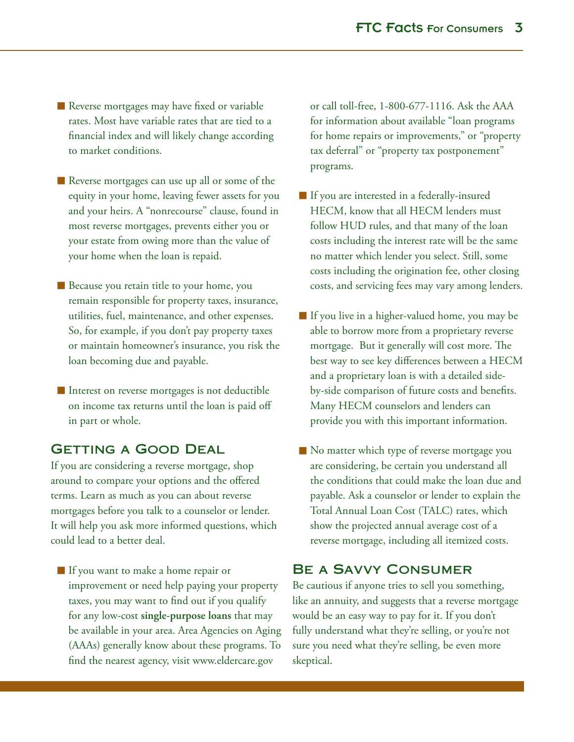- Reverse mortgages may have fixed or variable rates. Most have variable rates that are tied to a financial index and will likely change according to market conditions.

- Reverse mortgages can use up all or some of the equity in your home, leaving fewer assets for you and your heirs. A "nonrecourse" clause, found in most reverse mortgages, prevents either you or your estate from owing more than the value of your home when the loan is repaid.

- Because you retain title to your home, you remain responsible for property taxes, insurance, utilities, fuel, maintenance, and other expenses. So, for example, if you don't pay property taxes or maintain homeowner's insurance, you risk the loan becoming due and payable.

- Interest on reverse mortgages is not deductible on income tax returns until the loan is paid off in part or whole.

## Getting a Good Deal

If you are considering a reverse mortgage, shop around to compare your options and the offered terms. Learn as much as you can about reverse mortgages before you talk to a counselor or lender. It will help you ask more informed questions, which could lead to a better deal.

- If you want to make a home repair or improvement or need help paying your property taxes, you may want to find out if you qualify for any low-cost **single-purpose loans** that may be available in your area. Area Agencies on Aging (AAAs) generally know about these programs. To find the nearest agency, visit www.eldercare.gov or call toll-free, 1-800-677-1116. Ask the AAA for information about available "loan programs for home repairs or improvements," or "property tax deferral" or "property tax postponement" programs.

- If you are interested in a federally-insured HECM, know that all HECM lenders must follow HUD rules, and that many of the loan costs including the interest rate will be the same no matter which lender you select. Still, some costs including the origination fee, other closing costs, and servicing fees may vary among lenders.

- If you live in a higher-valued home, you may be able to borrow more from a proprietary reverse mortgage. But it generally will cost more. The best way to see key differences between a HECM and a proprietary loan is with a detailed side-by-side comparison of future costs and benefits. Many HECM counselors and lenders can provide you with this important information.

- No matter which type of reverse mortgage you are considering, be certain you understand all the conditions that could make the loan due and payable. Ask a counselor or lender to explain the Total Annual Loan Cost (TALC) rates, which show the projected annual average cost of a reverse mortgage, including all itemized costs.

## Be a Savvy Consumer

Be cautious if anyone tries to sell you something, like an annuity, and suggests that a reverse mortgage would be an easy way to pay for it. If you don't fully understand what they're selling, or you're not sure you need what they're selling, be even more skeptical.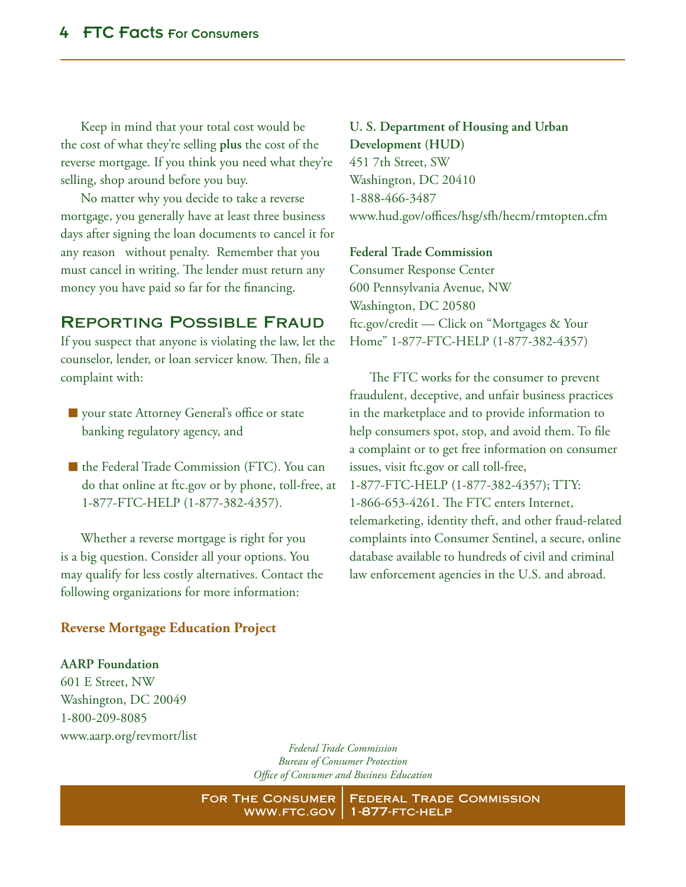Keep in mind that your total cost would be the cost of what they're selling **plus** the cost of the reverse mortgage. If you think you need what they're selling, shop around before you buy.

No matter why you decide to take a reverse mortgage, you generally have at least three business days after signing the loan documents to cancel it for any reason without penalty. Remember that you must cancel in writing. The lender must return any money you have paid so far for the financing.

## Reporting Possible Fraud

If you suspect that anyone is violating the law, let the counselor, lender, or loan servicer know. Then, file a complaint with:

- your state Attorney General's office or state banking regulatory agency, and
- the Federal Trade Commission (FTC). You can do that online at ftc.gov or by phone, toll-free, at 1-877-FTC-HELP (1-877-382-4357).

Whether a reverse mortgage is right for you is a big question. Consider all your options. You may qualify for less costly alternatives. Contact the following organizations for more information:

**Reverse Mortgage Education Project**

**AARP Foundation**
601 E Street, NW
Washington, DC 20049
1-800-209-8085
www.aarp.org/revmort/list

**U. S. Department of Housing and Urban Development (HUD)**
451 7th Street, SW
Washington, DC 20410
1-888-466-3487
www.hud.gov/offices/hsg/sfh/hecm/rmtopten.cfm

**Federal Trade Commission**
Consumer Response Center
600 Pennsylvania Avenue, NW
Washington, DC 20580
ftc.gov/credit — Click on "Mortgages & Your Home" 1-877-FTC-HELP (1-877-382-4357)

The FTC works for the consumer to prevent fraudulent, deceptive, and unfair business practices in the marketplace and to provide information to help consumers spot, stop, and avoid them. To file a complaint or to get free information on consumer issues, visit ftc.gov or call toll-free, 1-877-FTC-HELP (1-877-382-4357); TTY: 1-866-653-4261. The FTC enters Internet, telemarketing, identity theft, and other fraud-related complaints into Consumer Sentinel, a secure, online database available to hundreds of civil and criminal law enforcement agencies in the U.S. and abroad.

*Federal Trade Commission*
*Bureau of Consumer Protection*
*Office of Consumer and Business Education*

For The Consumer | Federal Trade Commission
www.ftc.gov | 1-877-ftc-help